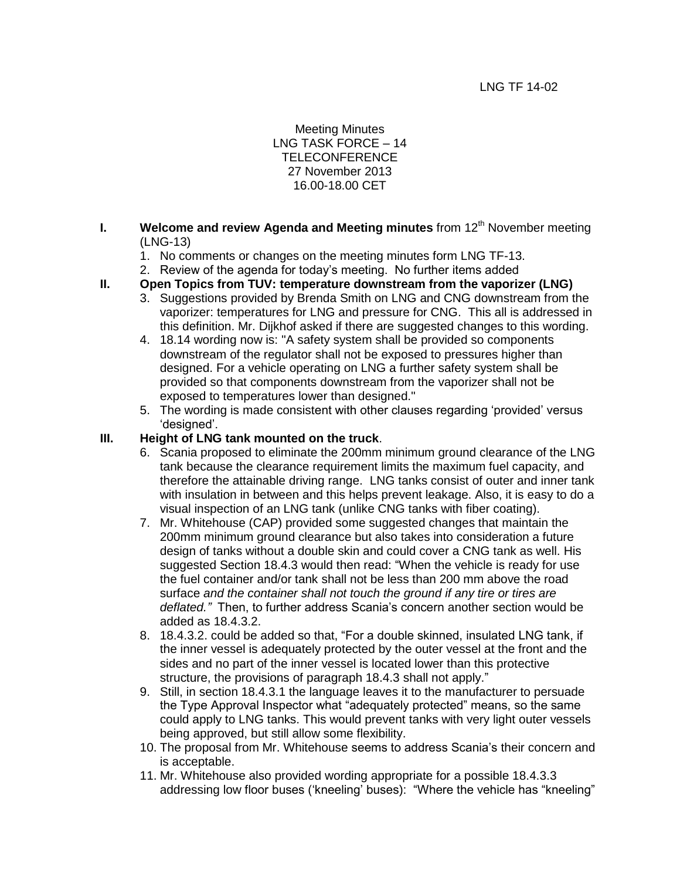LNG TF 14-02

Meeting Minutes
LNG TASK FORCE – 14
TELECONFERENCE
27 November 2013
16.00-18.00 CET

**I. Welcome and review Agenda and Meeting minutes** from 12th November meeting (LNG-13)

1. No comments or changes on the meeting minutes form LNG TF-13.
2. Review of the agenda for today's meeting. No further items added

**II. Open Topics from TUV: temperature downstream from the vaporizer (LNG)**

3. Suggestions provided by Brenda Smith on LNG and CNG downstream from the vaporizer: temperatures for LNG and pressure for CNG. This all is addressed in this definition. Mr. Dijkhof asked if there are suggested changes to this wording.
4. 18.14 wording now is: "A safety system shall be provided so components downstream of the regulator shall not be exposed to pressures higher than designed. For a vehicle operating on LNG a further safety system shall be provided so that components downstream from the vaporizer shall not be exposed to temperatures lower than designed."
5. The wording is made consistent with other clauses regarding 'provided' versus 'designed'.

**III. Height of LNG tank mounted on the truck**.

6. Scania proposed to eliminate the 200mm minimum ground clearance of the LNG tank because the clearance requirement limits the maximum fuel capacity, and therefore the attainable driving range. LNG tanks consist of outer and inner tank with insulation in between and this helps prevent leakage. Also, it is easy to do a visual inspection of an LNG tank (unlike CNG tanks with fiber coating).
7. Mr. Whitehouse (CAP) provided some suggested changes that maintain the 200mm minimum ground clearance but also takes into consideration a future design of tanks without a double skin and could cover a CNG tank as well. His suggested Section 18.4.3 would then read: "When the vehicle is ready for use the fuel container and/or tank shall not be less than 200 mm above the road surface *and the container shall not touch the ground if any tire or tires are deflated."* Then, to further address Scania's concern another section would be added as 18.4.3.2.
8. 18.4.3.2. could be added so that, "For a double skinned, insulated LNG tank, if the inner vessel is adequately protected by the outer vessel at the front and the sides and no part of the inner vessel is located lower than this protective structure, the provisions of paragraph 18.4.3 shall not apply."
9. Still, in section 18.4.3.1 the language leaves it to the manufacturer to persuade the Type Approval Inspector what "adequately protected" means, so the same could apply to LNG tanks. This would prevent tanks with very light outer vessels being approved, but still allow some flexibility.
10. The proposal from Mr. Whitehouse seems to address Scania's their concern and is acceptable.
11. Mr. Whitehouse also provided wording appropriate for a possible 18.4.3.3 addressing low floor buses ('kneeling' buses): "Where the vehicle has "kneeling"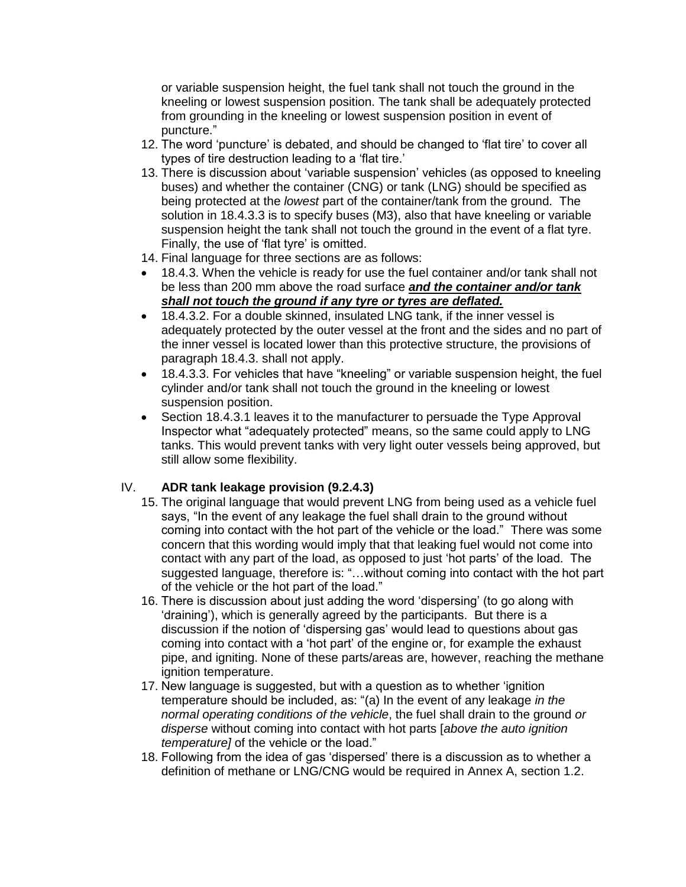or variable suspension height, the fuel tank shall not touch the ground in the kneeling or lowest suspension position. The tank shall be adequately protected from grounding in the kneeling or lowest suspension position in event of puncture."

12. The word 'puncture' is debated, and should be changed to 'flat tire' to cover all types of tire destruction leading to a 'flat tire.'
13. There is discussion about 'variable suspension' vehicles (as opposed to kneeling buses) and whether the container (CNG) or tank (LNG) should be specified as being protected at the *lowest* part of the container/tank from the ground. The solution in 18.4.3.3 is to specify buses (M3), also that have kneeling or variable suspension height the tank shall not touch the ground in the event of a flat tyre. Finally, the use of 'flat tyre' is omitted.
14. Final language for three sections are as follows:

- 18.4.3. When the vehicle is ready for use the fuel container and/or tank shall not be less than 200 mm above the road surface ***and the container and/or tank shall not touch the ground if any tyre or tyres are deflated.***
- 18.4.3.2. For a double skinned, insulated LNG tank, if the inner vessel is adequately protected by the outer vessel at the front and the sides and no part of the inner vessel is located lower than this protective structure, the provisions of paragraph 18.4.3. shall not apply.
- 18.4.3.3. For vehicles that have "kneeling" or variable suspension height, the fuel cylinder and/or tank shall not touch the ground in the kneeling or lowest suspension position.
- Section 18.4.3.1 leaves it to the manufacturer to persuade the Type Approval Inspector what "adequately protected" means, so the same could apply to LNG tanks. This would prevent tanks with very light outer vessels being approved, but still allow some flexibility.

## IV. ADR tank leakage provision (9.2.4.3)

15. The original language that would prevent LNG from being used as a vehicle fuel says, "In the event of any leakage the fuel shall drain to the ground without coming into contact with the hot part of the vehicle or the load." There was some concern that this wording would imply that that leaking fuel would not come into contact with any part of the load, as opposed to just 'hot parts' of the load. The suggested language, therefore is: "…without coming into contact with the hot part of the vehicle or the hot part of the load."
16. There is discussion about just adding the word 'dispersing' (to go along with 'draining'), which is generally agreed by the participants. But there is a discussion if the notion of 'dispersing gas' would lead to questions about gas coming into contact with a 'hot part' of the engine or, for example the exhaust pipe, and igniting. None of these parts/areas are, however, reaching the methane ignition temperature.
17. New language is suggested, but with a question as to whether 'ignition temperature should be included, as: "(a) In the event of any leakage *in the normal operating conditions of the vehicle*, the fuel shall drain to the ground *or disperse* without coming into contact with hot parts [*above the auto ignition temperature]* of the vehicle or the load."
18. Following from the idea of gas 'dispersed' there is a discussion as to whether a definition of methane or LNG/CNG would be required in Annex A, section 1.2.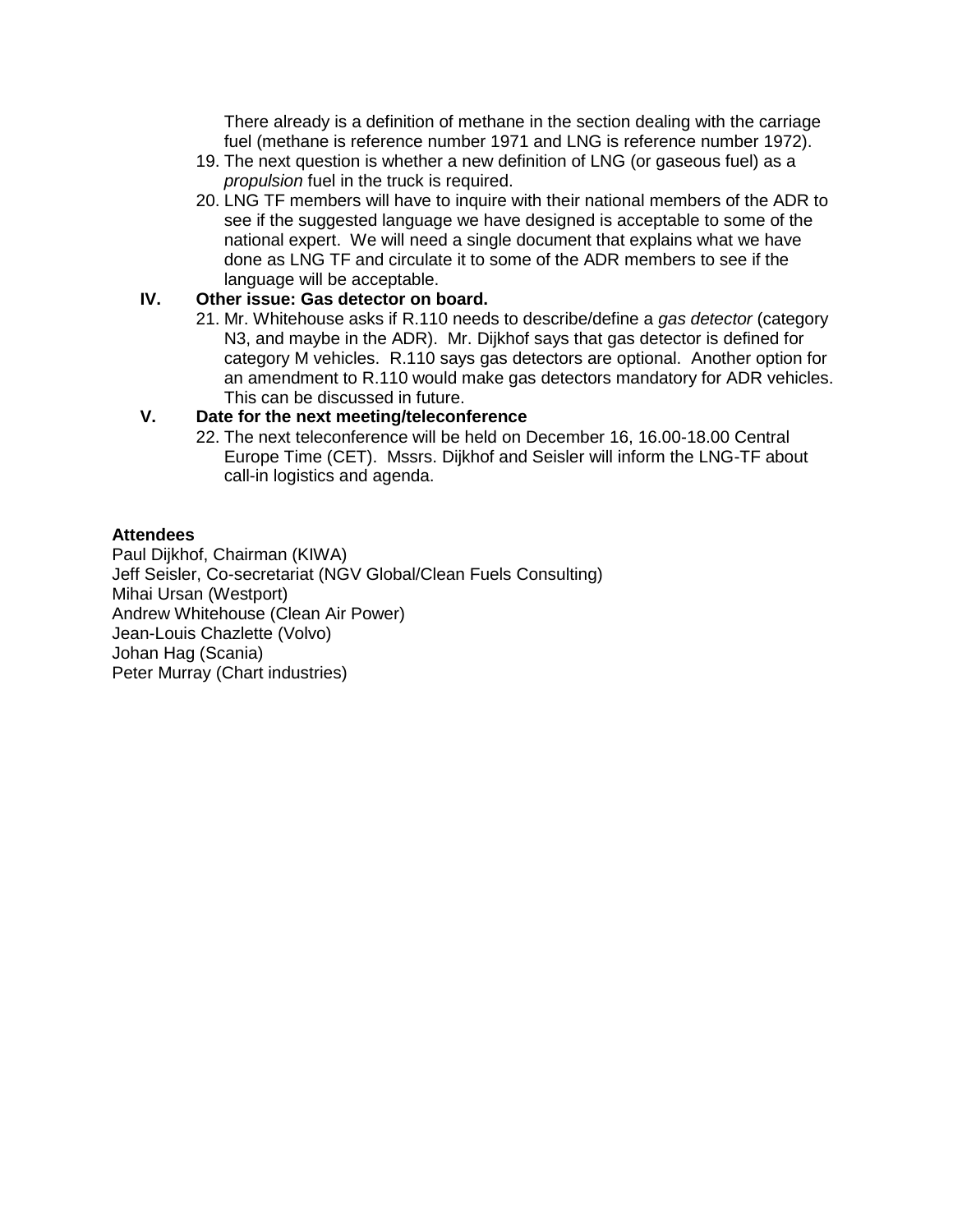There already is a definition of methane in the section dealing with the carriage fuel (methane is reference number 1971 and LNG is reference number 1972).

19. The next question is whether a new definition of LNG (or gaseous fuel) as a *propulsion* fuel in the truck is required.
20. LNG TF members will have to inquire with their national members of the ADR to see if the suggested language we have designed is acceptable to some of the national expert. We will need a single document that explains what we have done as LNG TF and circulate it to some of the ADR members to see if the language will be acceptable.

### IV. Other issue: Gas detector on board.

21. Mr. Whitehouse asks if R.110 needs to describe/define a *gas detector* (category N3, and maybe in the ADR). Mr. Dijkhof says that gas detector is defined for category M vehicles. R.110 says gas detectors are optional. Another option for an amendment to R.110 would make gas detectors mandatory for ADR vehicles. This can be discussed in future.

### V. Date for the next meeting/teleconference

22. The next teleconference will be held on December 16, 16.00-18.00 Central Europe Time (CET). Mssrs. Dijkhof and Seisler will inform the LNG-TF about call-in logistics and agenda.

**Attendees**

Paul Dijkhof, Chairman (KIWA)
Jeff Seisler, Co-secretariat (NGV Global/Clean Fuels Consulting)
Mihai Ursan (Westport)
Andrew Whitehouse (Clean Air Power)
Jean-Louis Chazlette (Volvo)
Johan Hag (Scania)
Peter Murray (Chart industries)